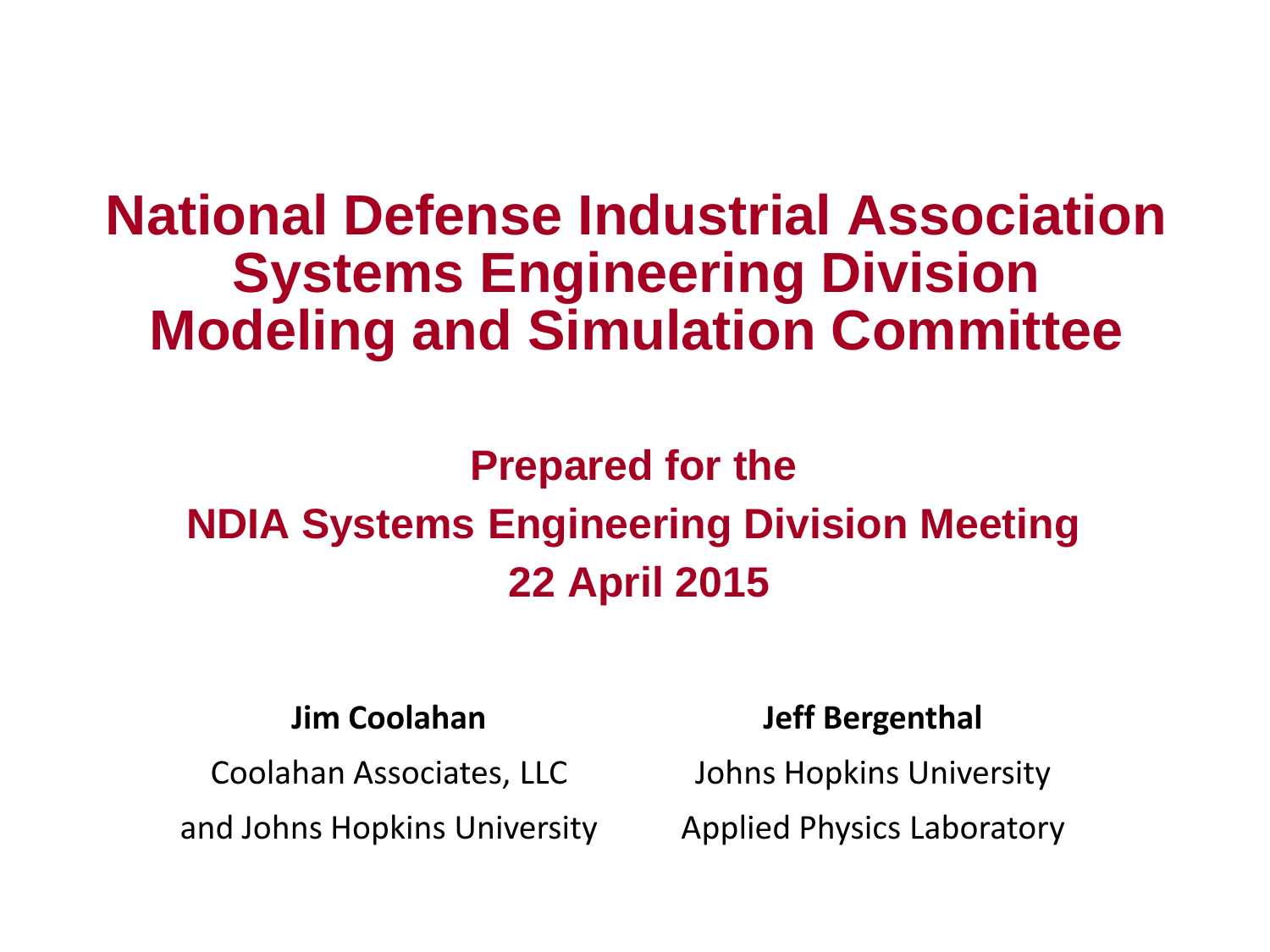# National Defense Industrial Association Systems Engineering Division Modeling and Simulation Committee

## Prepared for the NDIA Systems Engineering Division Meeting 22 April 2015

**Jim Coolahan**

Coolahan Associates, LLC

and Johns Hopkins University

**Jeff Bergenthal**

Johns Hopkins University

Applied Physics Laboratory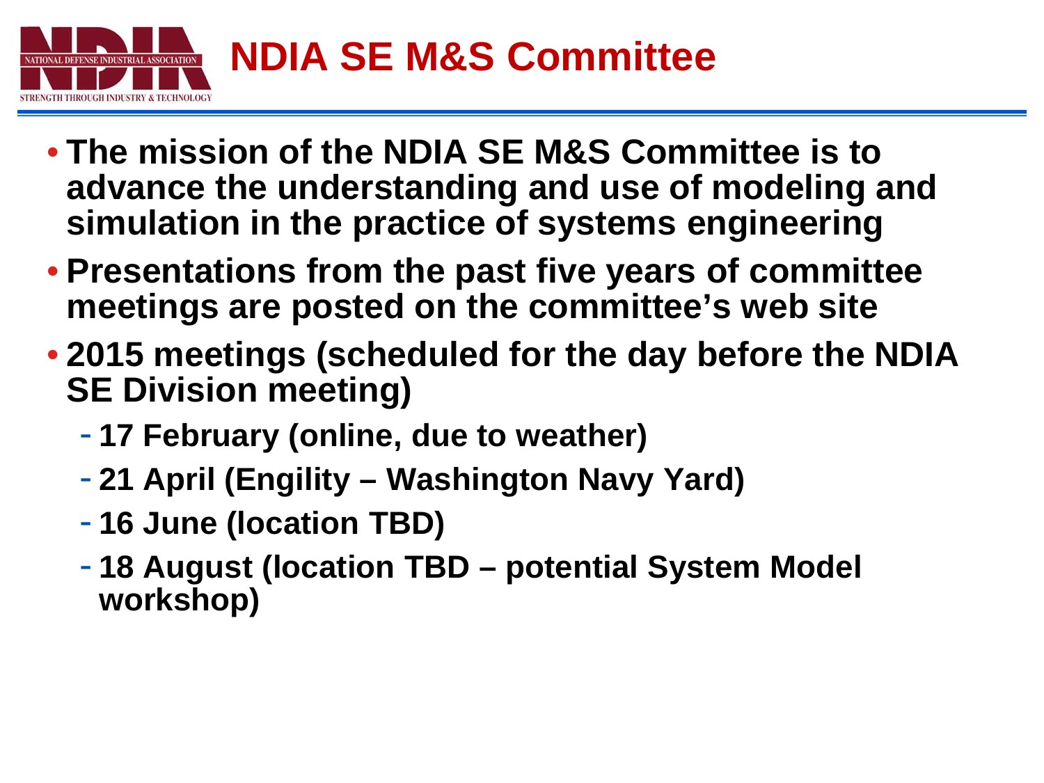# NDIA SE M&S Committee

- The mission of the NDIA SE M&S Committee is to advance the understanding and use of modeling and simulation in the practice of systems engineering
- Presentations from the past five years of committee meetings are posted on the committee's web site
- 2015 meetings (scheduled for the day before the NDIA SE Division meeting)
  - 17 February (online, due to weather)
  - 21 April (Engility – Washington Navy Yard)
  - 16 June (location TBD)
  - 18 August (location TBD – potential System Model workshop)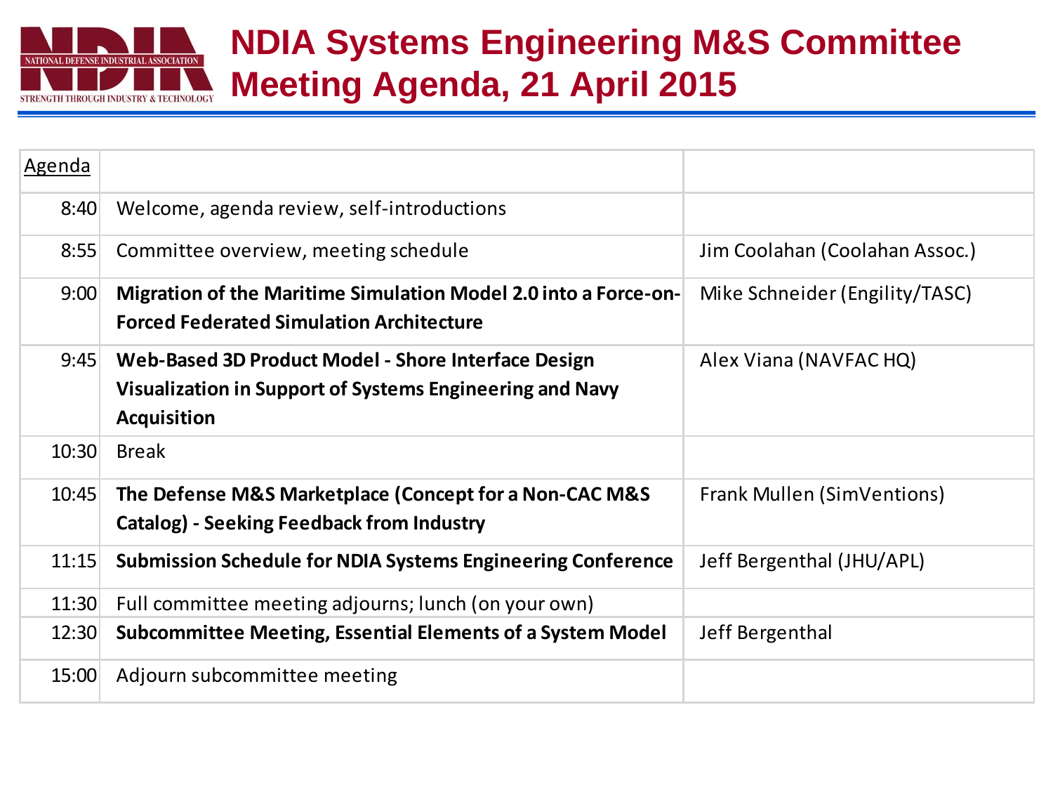# NDIA Systems Engineering M&S Committee Meeting Agenda, 21 April 2015

| Agenda | | |
|---|---|---|
| 8:40 | Welcome, agenda review, self-introductions | |
| 8:55 | Committee overview, meeting schedule | Jim Coolahan (Coolahan Assoc.) |
| 9:00 | **Migration of the Maritime Simulation Model 2.0 into a Force-on-Forced Federated Simulation Architecture** | Mike Schneider (Engility/TASC) |
| 9:45 | **Web-Based 3D Product Model - Shore Interface Design Visualization in Support of Systems Engineering and Navy Acquisition** | Alex Viana (NAVFAC HQ) |
| 10:30 | Break | |
| 10:45 | **The Defense M&S Marketplace (Concept for a Non-CAC M&S Catalog) - Seeking Feedback from Industry** | Frank Mullen (SimVentions) |
| 11:15 | **Submission Schedule for NDIA Systems Engineering Conference** | Jeff Bergenthal (JHU/APL) |
| 11:30 | Full committee meeting adjourns; lunch (on your own) | |
| 12:30 | **Subcommittee Meeting, Essential Elements of a System Model** | Jeff Bergenthal |
| 15:00 | Adjourn subcommittee meeting | |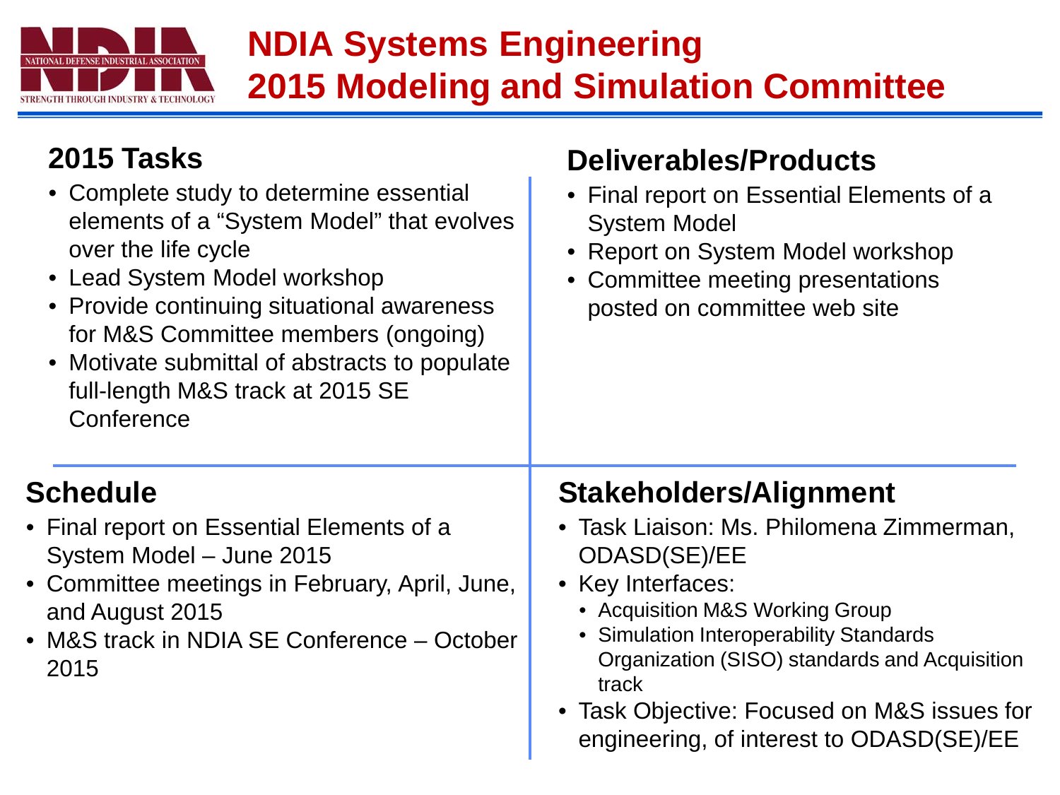# NDIA Systems Engineering 2015 Modeling and Simulation Committee

## 2015 Tasks

- Complete study to determine essential elements of a "System Model" that evolves over the life cycle
- Lead System Model workshop
- Provide continuing situational awareness for M&S Committee members (ongoing)
- Motivate submittal of abstracts to populate full-length M&S track at 2015 SE Conference

## Deliverables/Products

- Final report on Essential Elements of a System Model
- Report on System Model workshop
- Committee meeting presentations posted on committee web site

## Schedule

- Final report on Essential Elements of a System Model – June 2015
- Committee meetings in February, April, June, and August 2015
- M&S track in NDIA SE Conference – October 2015

## Stakeholders/Alignment

- Task Liaison: Ms. Philomena Zimmerman, ODASD(SE)/EE
- Key Interfaces:
  - Acquisition M&S Working Group
  - Simulation Interoperability Standards Organization (SISO) standards and Acquisition track
- Task Objective: Focused on M&S issues for engineering, of interest to ODASD(SE)/EE